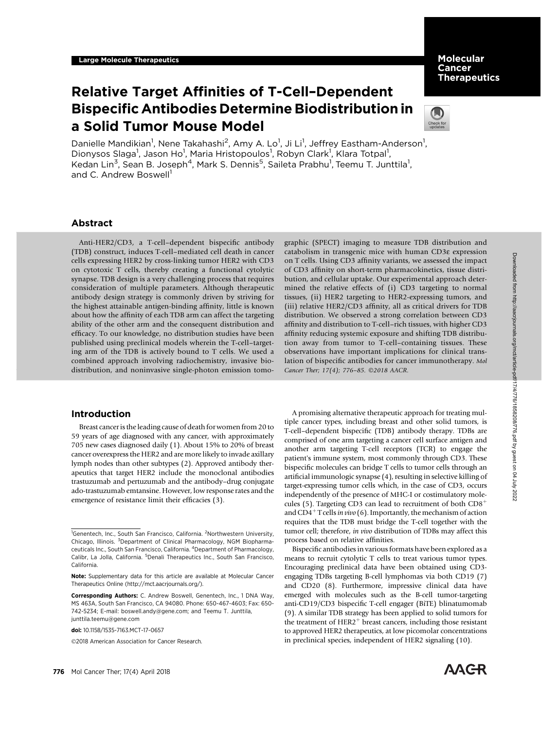Large Molecule Therapeutics

# Relative Target Affinities of T-Cell–Dependent Bispecific Antibodies Determine Biodistribution in a Solid Tumor Mouse Model

Danielle Mandikian[1], Nene Takahashi[2], Amy A. Lo[1], Ji Li[1], Jeffrey Eastham-Anderson[1], Dionysos Slaga[1], Jason Ho[1], Maria Hristopoulos[1], Robyn Clark[1], Klara Totpal[1], Kedan Lin[3], Sean B. Joseph[4], Mark S. Dennis[5], Saileta Prabhu[1], Teemu T. Junttila[1], and C. Andrew Boswell[1]

## Abstract

Anti-HER2/CD3, a T-cell–dependent bispecific antibody (TDB) construct, induces T-cell–mediated cell death in cancer cells expressing HER2 by cross-linking tumor HER2 with CD3 on cytotoxic T cells, thereby creating a functional cytolytic synapse. TDB design is a very challenging process that requires consideration of multiple parameters. Although therapeutic antibody design strategy is commonly driven by striving for the highest attainable antigen-binding affinity, little is known about how the affinity of each TDB arm can affect the targeting ability of the other arm and the consequent distribution and efficacy. To our knowledge, no distribution studies have been published using preclinical models wherein the T-cell–targeting arm of the TDB is actively bound to T cells. We used a combined approach involving radiochemistry, invasive biodistribution, and noninvasive single-photon emission tomographic (SPECT) imaging to measure TDB distribution and catabolism in transgenic mice with human CD3ε expression on T cells. Using CD3 affinity variants, we assessed the impact of CD3 affinity on short-term pharmacokinetics, tissue distribution, and cellular uptake. Our experimental approach determined the relative effects of (i) CD3 targeting to normal tissues, (ii) HER2 targeting to HER2-expressing tumors, and (iii) relative HER2/CD3 affinity, all as critical drivers for TDB distribution. We observed a strong correlation between CD3 affinity and distribution to T-cell–rich tissues, with higher CD3 affinity reducing systemic exposure and shifting TDB distribution away from tumor to T-cell–containing tissues. These observations have important implications for clinical translation of bispecific antibodies for cancer immunotherapy. *Mol Cancer Ther; 17(4); 776–85. ©2018 AACR.*

## Introduction

Breast cancer is the leading cause of death for women from 20 to 59 years of age diagnosed with any cancer, with approximately 705 new cases diagnosed daily (1). About 15% to 20% of breast cancer overexpress the HER2 and are more likely to invade axillary lymph nodes than other subtypes (2). Approved antibody therapeutics that target HER2 include the monoclonal antibodies trastuzumab and pertuzumab and the antibody–drug conjugate ado-trastuzumab emtansine. However, low response rates and the emergence of resistance limit their efficacies (3).

A promising alternative therapeutic approach for treating multiple cancer types, including breast and other solid tumors, is T-cell–dependent bispecific (TDB) antibody therapy. TDBs are comprised of one arm targeting a cancer cell surface antigen and another arm targeting T-cell receptors (TCR) to engage the patient's immune system, most commonly through CD3. These bispecific molecules can bridge T cells to tumor cells through an artificial immunologic synapse (4), resulting in selective killing of target-expressing tumor cells which, in the case of CD3, occurs independently of the presence of MHC-I or costimulatory molecules (5). Targeting CD3 can lead to recruitment of both $CD8^+$ and $CD4^+$ T cells *in vivo* (6). Importantly, the mechanism of action requires that the TDB must bridge the T-cell together with the tumor cell; therefore, *in vivo* distribution of TDBs may affect this process based on relative affinities.

Bispecific antibodies in various formats have been explored as a means to recruit cytolytic T cells to treat various tumor types. Encouraging preclinical data have been obtained using CD3-engaging TDBs targeting B-cell lymphomas via both CD19 (7) and CD20 (8). Furthermore, impressive clinical data have emerged with molecules such as the B-cell tumor-targeting anti-CD19/CD3 bispecific T-cell engager (BiTE) blinatumomab (9). A similar TDB strategy has been applied to solid tumors for the treatment of $HER2^+$ breast cancers, including those resistant to approved HER2 therapeutics, at low picomolar concentrations in preclinical species, independent of HER2 signaling (10).

[1]Genentech, Inc., South San Francisco, California. [2]Northwestern University, Chicago, Illinois. [3]Department of Clinical Pharmacology, NGM Biopharmaceuticals Inc., South San Francisco, California. [4]Department of Pharmacology, Calibr, La Jolla, California. [5]Denali Therapeutics Inc., South San Francisco, California.

**Note:** Supplementary data for this article are available at Molecular Cancer Therapeutics Online (http://mct.aacrjournals.org/).

**Corresponding Authors:** C. Andrew Boswell, Genentech, Inc., 1 DNA Way, MS 463A, South San Francisco, CA 94080. Phone: 650-467-4603; Fax: 650-742-5234; E-mail: boswell.andy@gene.com; and Teemu T. Junttila, junttila.teemu@gene.com

**doi:** 10.1158/1535-7163.MCT-17-0657

©2018 American Association for Cancer Research.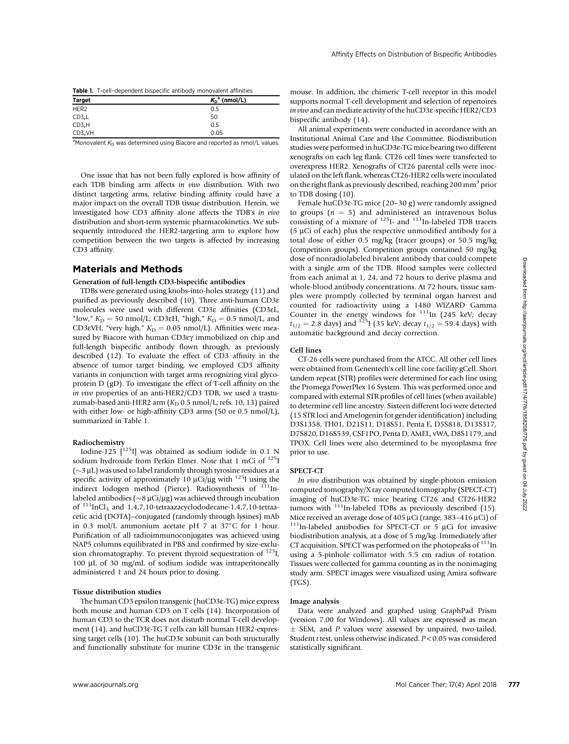**Table 1.** T-cell–dependent bispecific antibody monovalent affinities

| Target | $K_D$[a] (nmol/L) |
|---|---|
| HER2 | 0.5 |
| $CD3_{\varepsilon}L$ | 50 |
| $CD3_{\varepsilon}H$ | 0.5 |
| $CD3_{\varepsilon}VH$ | 0.05 |

[a]Monovalent $K_D$ was determined using Biacore and reported as nmol/L values.

One issue that has not been fully explored is how affinity of each TDB binding arm affects *in vivo* distribution. With two distinct targeting arms, relative binding affinity could have a major impact on the overall TDB tissue distribution. Herein, we investigated how CD3 affinity alone affects the TDB's *in vivo* distribution and short-term systemic pharmacokinetics. We subsequently introduced the HER2-targeting arm to explore how competition between the two targets is affected by increasing CD3 affinity.

## Materials and Methods

### Generation of full-length CD3-bispecific antibodies

TDBs were generated using knobs-into-holes strategy (11) and purified as previously described (10). Three anti-human CD3ε molecules were used with different CD3ε affinities (CD3εL, "low," $K_D = 50$ nmol/L; CD3εH, "high," $K_D = 0.5$ nmol/L, and CD3εVH, "very high," $K_D = 0.05$ nmol/L). Affinities were measured by Biacore with human CD3εγ immobilized on chip and full-length bispecific antibody flown through, as previously described (12). To evaluate the effect of CD3 affinity in the absence of tumor target binding, we employed CD3 affinity variants in conjunction with target arms recognizing viral glycoprotein D (gD). To investigate the effect of T-cell affinity on the *in vivo* properties of an anti-HER2/CD3 TDB, we used a trastuzumab-based anti-HER2 arm ($K_D$ 0.5 nmol/L; refs. 10, 13) paired with either low- or high-affinity CD3 arms (50 or 0.5 nmol/L), summarized in Table 1.

### Radiochemistry

Iodine-125 [$^{125}$I] was obtained as sodium iodide in 0.1 N sodium hydroxide from Perkin Elmer. Note that 1 mCi of $^{125}$I (~3 μL) was used to label randomly through tyrosine residues at a specific activity of approximately 10 μCi/μg with $^{125}$I using the indirect Iodogen method (Pierce). Radiosynthesis of $^{111}$In-labeled antibodies (~8 μCi/μg) was achieved through incubation of $^{111}InCl_3$ and 1,4,7,10-tetraazacyclododecane-1,4,7,10-tetraacetic acid (DOTA)–conjugated (randomly through lysines) mAb in 0.3 mol/L ammonium acetate pH 7 at 37°C for 1 hour. Purification of all radioimmunoconjugates was achieved using NAP5 columns equilibrated in PBS and confirmed by size-exclusion chromatography. To prevent thyroid sequestration of $^{125}$I, 100 μL of 30 mg/mL of sodium iodide was intraperitoneally administered 1 and 24 hours prior to dosing.

### Tissue distribution studies

The human CD3 epsilon transgenic (huCD3ε-TG) mice express both mouse and human CD3 on T cells (14). Incorporation of human CD3 to the TCR does not disturb normal T-cell development (14), and huCD3ε-TG T cells can kill human HER2-expressing target cells (10). The huCD3ε subunit can both structurally and functionally substitute for murine CD3ε in the transgenic mouse. In addition, the chimeric T-cell receptor in this model supports normal T-cell development and selection of repertoires *in vivo* and can mediate activity of the huCD3ε-specific HER2/CD3 bispecific antibody (14).

All animal experiments were conducted in accordance with an Institutional Animal Care and Use Committee. Biodistribution studies were performed in huCD3ε-TG mice bearing two different xenografts on each leg flank. CT26 cell lines were transfected to overexpress HER2. Xenografts of CT26 parental cells were inoculated on the left flank, whereas CT26-HER2 cells were inoculated on the right flank as previously described, reaching 200 mm$^3$ prior to TDB dosing (10).

Female huCD3ε-TG mice (20–30 g) were randomly assigned to groups ($n = 5$) and administered an intravenous bolus consisting of a mixture of $^{125}$I- and $^{111}$In-labeled TDB tracers (5 μCi of each) plus the respective unmodified antibody for a total dose of either 0.5 mg/kg (tracer groups) or 50.5 mg/kg (competition groups). Competition groups contained 50 mg/kg dose of nonradiolabeled bivalent antibody that could compete with a single arm of the TDB. Blood samples were collected from each animal at 1, 24, and 72 hours to derive plasma and whole-blood antibody concentrations. At 72 hours, tissue samples were promptly collected by terminal organ harvest and counted for radioactivity using a 1480 WIZARD Gamma Counter in the energy windows for $^{111}$In (245 keV; decay $t_{1/2} = 2.8$ days) and $^{125}$I (35 keV; decay $t_{1/2} = 59.4$ days) with automatic background and decay correction.

### Cell lines

CT-26 cells were purchased from the ATCC. All other cell lines were obtained from Genentech's cell line core facility gCell. Short tandem repeat (STR) profiles were determined for each line using the Promega PowerPlex 16 System. This was performed once and compared with external STR profiles of cell lines (when available) to determine cell line ancestry. Sixteen different loci were detected (15 STR loci and Amelogenin for gender identification) including D3S1358, TH01, D21S11, D18S51, Penta E, D5S818, D13S317, D7S820, D16S539, CSF1PO, Penta D, AMEL, vWA, D8S1179, and TPOX. Cell lines were also determined to be mycoplasma free prior to use.

### SPECT-CT

*In vivo* distribution was obtained by single-photon emission computed tomography/X ray computed tomography (SPECT-CT) imaging of huCD3ε-TG mice bearing CT26 and CT26-HER2 tumors with $^{111}$In-labeled TDBs as previously described (15). Mice received an average dose of 405 μCi (range, 383–416 μCi) of $^{111}$In-labeled antibodies for SPECT-CT or 5 μCi for invasive biodistribution analysis, at a dose of 5 mg/kg. Immediately after CT acquisition, SPECT was performed on the photopeaks of $^{111}$In using a 5-pinhole collimator with 5.5 cm radius of rotation. Tissues were collected for gamma counting as in the nonimaging study arm. SPECT images were visualized using Amira software (TGS).

### Image analysis

Data were analyzed and graphed using GraphPad Prism (version 7.00 for Windows). All values are expressed as mean ± SEM, and *P* values were assessed by unpaired, two-tailed, Student *t* test, unless otherwise indicated. $P < 0.05$ was considered statistically significant.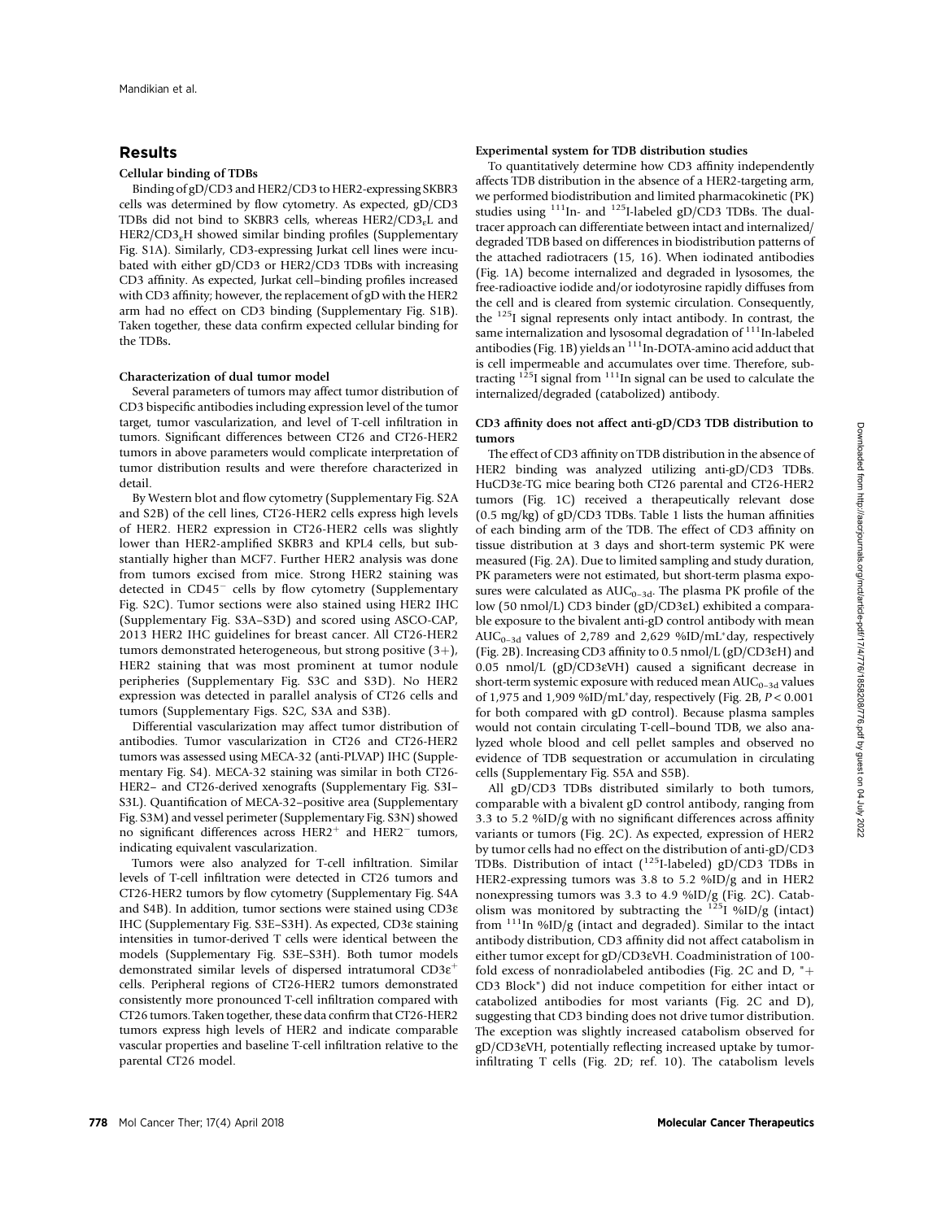## Results

### Cellular binding of TDBs

Binding of gD/CD3 and HER2/CD3 to HER2-expressing SKBR3 cells was determined by flow cytometry. As expected, gD/CD3 TDBs did not bind to SKBR3 cells, whereas HER2/CD3$_{\varepsilon}$L and HER2/CD3$_{\varepsilon}$H showed similar binding profiles (Supplementary Fig. S1A). Similarly, CD3-expressing Jurkat cell lines were incubated with either gD/CD3 or HER2/CD3 TDBs with increasing CD3 affinity. As expected, Jurkat cell–binding profiles increased with CD3 affinity; however, the replacement of gD with the HER2 arm had no effect on CD3 binding (Supplementary Fig. S1B). Taken together, these data confirm expected cellular binding for the TDBs.

### Characterization of dual tumor model

Several parameters of tumors may affect tumor distribution of CD3 bispecific antibodies including expression level of the tumor target, tumor vascularization, and level of T-cell infiltration in tumors. Significant differences between CT26 and CT26-HER2 tumors in above parameters would complicate interpretation of tumor distribution results and were therefore characterized in detail.

By Western blot and flow cytometry (Supplementary Fig. S2A and S2B) of the cell lines, CT26-HER2 cells express high levels of HER2. HER2 expression in CT26-HER2 cells was slightly lower than HER2-amplified SKBR3 and KPL4 cells, but substantially higher than MCF7. Further HER2 analysis was done from tumors excised from mice. Strong HER2 staining was detected in CD45$^{-}$ cells by flow cytometry (Supplementary Fig. S2C). Tumor sections were also stained using HER2 IHC (Supplementary Fig. S3A–S3D) and scored using ASCO-CAP, 2013 HER2 IHC guidelines for breast cancer. All CT26-HER2 tumors demonstrated heterogeneous, but strong positive (3+), HER2 staining that was most prominent at tumor nodule peripheries (Supplementary Fig. S3C and S3D). No HER2 expression was detected in parallel analysis of CT26 cells and tumors (Supplementary Figs. S2C, S3A and S3B).

Differential vascularization may affect tumor distribution of antibodies. Tumor vascularization in CT26 and CT26-HER2 tumors was assessed using MECA-32 (anti-PLVAP) IHC (Supplementary Fig. S4). MECA-32 staining was similar in both CT26-HER2– and CT26-derived xenografts (Supplementary Fig. S3I–S3L). Quantification of MECA-32–positive area (Supplementary Fig. S3M) and vessel perimeter (Supplementary Fig. S3N) showed no significant differences across HER2$^{+}$ and HER2$^{-}$ tumors, indicating equivalent vascularization.

Tumors were also analyzed for T-cell infiltration. Similar levels of T-cell infiltration were detected in CT26 tumors and CT26-HER2 tumors by flow cytometry (Supplementary Fig. S4A and S4B). In addition, tumor sections were stained using CD3ε IHC (Supplementary Fig. S3E–S3H). As expected, CD3ε staining intensities in tumor-derived T cells were identical between the models (Supplementary Fig. S3E–S3H). Both tumor models demonstrated similar levels of dispersed intratumoral CD3ε$^{+}$ cells. Peripheral regions of CT26-HER2 tumors demonstrated consistently more pronounced T-cell infiltration compared with CT26 tumors. Taken together, these data confirm that CT26-HER2 tumors express high levels of HER2 and indicate comparable vascular properties and baseline T-cell infiltration relative to the parental CT26 model.

### Experimental system for TDB distribution studies

To quantitatively determine how CD3 affinity independently affects TDB distribution in the absence of a HER2-targeting arm, we performed biodistribution and limited pharmacokinetic (PK) studies using $^{111}$In- and $^{125}$I-labeled gD/CD3 TDBs. The dual-tracer approach can differentiate between intact and internalized/degraded TDB based on differences in biodistribution patterns of the attached radiotracers (15, 16). When iodinated antibodies (Fig. 1A) become internalized and degraded in lysosomes, the free-radioactive iodide and/or iodotyrosine rapidly diffuses from the cell and is cleared from systemic circulation. Consequently, the $^{125}$I signal represents only intact antibody. In contrast, the same internalization and lysosomal degradation of $^{111}$In-labeled antibodies (Fig. 1B) yields an $^{111}$In-DOTA-amino acid adduct that is cell impermeable and accumulates over time. Therefore, subtracting $^{125}$I signal from $^{111}$In signal can be used to calculate the internalized/degraded (catabolized) antibody.

### CD3 affinity does not affect anti-gD/CD3 TDB distribution to tumors

The effect of CD3 affinity on TDB distribution in the absence of HER2 binding was analyzed utilizing anti-gD/CD3 TDBs. HuCD3ε-TG mice bearing both CT26 parental and CT26-HER2 tumors (Fig. 1C) received a therapeutically relevant dose (0.5 mg/kg) of gD/CD3 TDBs. Table 1 lists the human affinities of each binding arm of the TDB. The effect of CD3 affinity on tissue distribution at 3 days and short-term systemic PK were measured (Fig. 2A). Due to limited sampling and study duration, PK parameters were not estimated, but short-term plasma exposures were calculated as AUC$_{0-3d}$. The plasma PK profile of the low (50 nmol/L) CD3 binder (gD/CD3εL) exhibited a comparable exposure to the bivalent anti-gD control antibody with mean AUC$_{0-3d}$ values of 2,789 and 2,629 %ID/mL*day, respectively (Fig. 2B). Increasing CD3 affinity to 0.5 nmol/L (gD/CD3εH) and 0.05 nmol/L (gD/CD3εVH) caused a significant decrease in short-term systemic exposure with reduced mean AUC$_{0-3d}$ values of 1,975 and 1,909 %ID/mL*day, respectively (Fig. 2B, $P < 0.001$ for both compared with gD control). Because plasma samples would not contain circulating T-cell–bound TDB, we also analyzed whole blood and cell pellet samples and observed no evidence of TDB sequestration or accumulation in circulating cells (Supplementary Fig. S5A and S5B).

All gD/CD3 TDBs distributed similarly to both tumors, comparable with a bivalent gD control antibody, ranging from 3.3 to 5.2 %ID/g with no significant differences across affinity variants or tumors (Fig. 2C). As expected, expression of HER2 by tumor cells had no effect on the distribution of anti-gD/CD3 TDBs. Distribution of intact ($^{125}$I-labeled) gD/CD3 TDBs in HER2-expressing tumors was 3.8 to 5.2 %ID/g and in HER2 nonexpressing tumors was 3.3 to 4.9 %ID/g (Fig. 2C). Catabolism was monitored by subtracting the $^{125}$I %ID/g (intact) from $^{111}$In %ID/g (intact and degraded). Similar to the intact antibody distribution, CD3 affinity did not affect catabolism in either tumor except for gD/CD3εVH. Coadministration of 100-fold excess of nonradiolabeled antibodies (Fig. 2C and D, "+ CD3 Block") did not induce competition for either intact or catabolized antibodies for most variants (Fig. 2C and D), suggesting that CD3 binding does not drive tumor distribution. The exception was slightly increased catabolism observed for gD/CD3εVH, potentially reflecting increased uptake by tumor-infiltrating T cells (Fig. 2D; ref. 10). The catabolism levels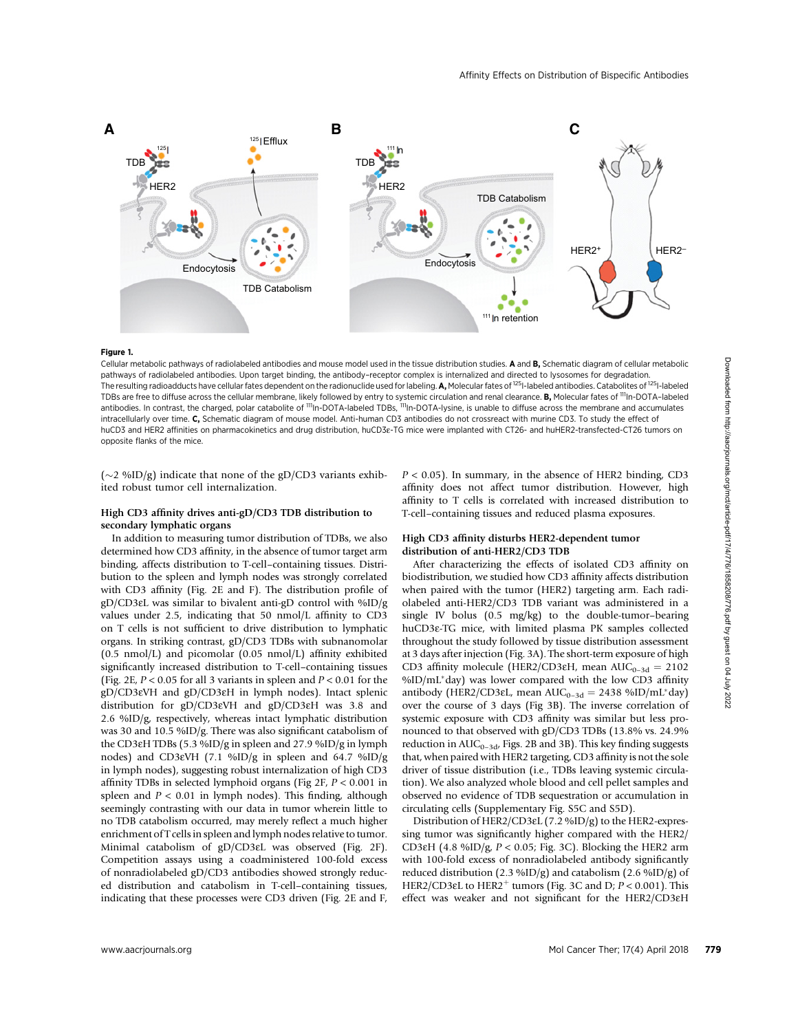**Figure 1.**

Cellular metabolic pathways of radiolabeled antibodies and mouse model used in the tissue distribution studies. **A** and **B,** Schematic diagram of cellular metabolic pathways of radiolabeled antibodies. Upon target binding, the antibody–receptor complex is internalized and directed to lysosomes for degradation. The resulting radioadducts have cellular fates dependent on the radionuclide used for labeling. **A,** Molecular fates of $^{125}$I-labeled antibodies. Catabolites of $^{125}$I-labeled TDBs are free to diffuse across the cellular membrane, likely followed by entry to systemic circulation and renal clearance. **B,** Molecular fates of $^{111}$In-DOTA–labeled antibodies. In contrast, the charged, polar catabolite of $^{111}$In-DOTA–labeled TDBs, $^{111}$In-DOTA-lysine, is unable to diffuse across the membrane and accumulates intracellularly over time. **C,** Schematic diagram of mouse model. Anti-human CD3 antibodies do not crossreact with murine CD3. To study the effect of huCD3 and HER2 affinities on pharmacokinetics and drug distribution, huCD3ε-TG mice were implanted with CT26- and huHER2-transfected-CT26 tumors on opposite flanks of the mice.

(~2 %ID/g) indicate that none of the gD/CD3 variants exhibited robust tumor cell internalization.

### High CD3 affinity drives anti-gD/CD3 TDB distribution to secondary lymphatic organs

In addition to measuring tumor distribution of TDBs, we also determined how CD3 affinity, in the absence of tumor target arm binding, affects distribution to T-cell–containing tissues. Distribution to the spleen and lymph nodes was strongly correlated with CD3 affinity (Fig. 2E and F). The distribution profile of gD/CD3εL was similar to bivalent anti-gD control with %ID/g values under 2.5, indicating that 50 nmol/L affinity to CD3 on T cells is not sufficient to drive distribution to lymphatic organs. In striking contrast, gD/CD3 TDBs with subnanomolar (0.5 nmol/L) and picomolar (0.05 nmol/L) affinity exhibited significantly increased distribution to T-cell–containing tissues (Fig. 2E, $P < 0.05$ for all 3 variants in spleen and $P < 0.01$ for the gD/CD3εVH and gD/CD3εH in lymph nodes). Intact splenic distribution for gD/CD3εVH and gD/CD3εH was 3.8 and 2.6 %ID/g, respectively, whereas intact lymphatic distribution was 30 and 10.5 %ID/g. There was also significant catabolism of the CD3εH TDBs (5.3 %ID/g in spleen and 27.9 %ID/g in lymph nodes) and CD3εVH (7.1 %ID/g in spleen and 64.7 %ID/g in lymph nodes), suggesting robust internalization of high CD3 affinity TDBs in selected lymphoid organs (Fig 2F, $P < 0.001$ in spleen and $P < 0.01$ in lymph nodes). This finding, although seemingly contrasting with our data in tumor wherein little to no TDB catabolism occurred, may merely reflect a much higher enrichment of T cells in spleen and lymph nodes relative to tumor. Minimal catabolism of gD/CD3εL was observed (Fig. 2F). Competition assays using a coadministered 100-fold excess of nonradiolabeled gD/CD3 antibodies showed strongly reduced distribution and catabolism in T-cell–containing tissues, indicating that these processes were CD3 driven (Fig. 2E and F, $P < 0.05$). In summary, in the absence of HER2 binding, CD3 affinity does not affect tumor distribution. However, high affinity to T cells is correlated with increased distribution to T-cell–containing tissues and reduced plasma exposures.

### High CD3 affinity disturbs HER2-dependent tumor distribution of anti-HER2/CD3 TDB

After characterizing the effects of isolated CD3 affinity on biodistribution, we studied how CD3 affinity affects distribution when paired with the tumor (HER2) targeting arm. Each radiolabeled anti-HER2/CD3 TDB variant was administered in a single IV bolus (0.5 mg/kg) to the double-tumor–bearing huCD3ε-TG mice, with limited plasma PK samples collected throughout the study followed by tissue distribution assessment at 3 days after injection (Fig. 3A). The short-term exposure of high CD3 affinity molecule (HER2/CD3εH, mean $AUC_{0-3d}$ = 2102 %ID/mL*day) was lower compared with the low CD3 affinity antibody (HER2/CD3εL, mean $AUC_{0-3d}$ = 2438 %ID/mL*day) over the course of 3 days (Fig 3B). The inverse correlation of systemic exposure with CD3 affinity was similar but less pronounced to that observed with gD/CD3 TDBs (13.8% vs. 24.9% reduction in $AUC_{0-3d}$, Figs. 2B and 3B). This key finding suggests that, when paired with HER2 targeting, CD3 affinity is not the sole driver of tissue distribution (i.e., TDBs leaving systemic circulation). We also analyzed whole blood and cell pellet samples and observed no evidence of TDB sequestration or accumulation in circulating cells (Supplementary Fig. S5C and S5D).

Distribution of HER2/CD3εL (7.2 %ID/g) to the HER2-expressing tumor was significantly higher compared with the HER2/CD3εH (4.8 %ID/g, $P < 0.05$; Fig. 3C). Blocking the HER2 arm with 100-fold excess of nonradiolabeled antibody significantly reduced distribution (2.3 %ID/g) and catabolism (2.6 %ID/g) of HER2/CD3εL to HER2$^+$ tumors (Fig. 3C and D; $P < 0.001$). This effect was weaker and not significant for the HER2/CD3εH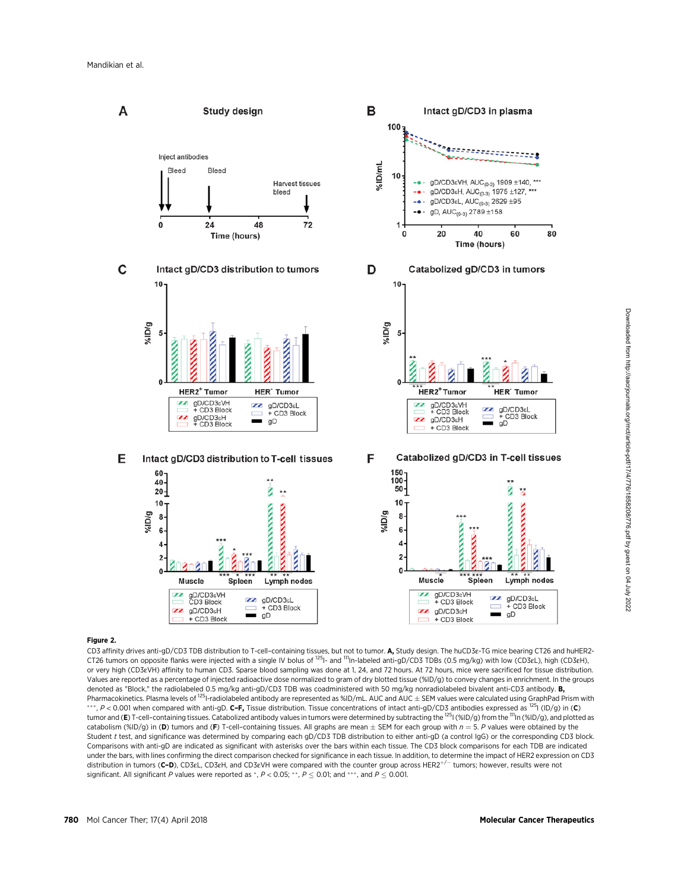**Figure 2.**

CD3 affinity drives anti-gD/CD3 TDB distribution to T-cell–containing tissues, but not to tumor. **A,** Study design. The huCD3ε-TG mice bearing CT26 and huHER2-CT26 tumors on opposite flanks were injected with a single IV bolus of $^{125}$I- and $^{111}$In-labeled anti-gD/CD3 TDBs (0.5 mg/kg) with low (CD3εL), high (CD3εH), or very high (CD3εVH) affinity to human CD3. Sparse blood sampling was done at 1, 24, and 72 hours. At 72 hours, mice were sacrificed for tissue distribution. Values are reported as a percentage of injected radioactive dose normalized to gram of dry blotted tissue (%ID/g) to convey changes in enrichment. In the groups denoted as "Block," the radiolabeled 0.5 mg/kg anti-gD/CD3 TDB was coadministered with 50 mg/kg nonradiolabeled bivalent anti-CD3 antibody. **B,** Pharmacokinetics. Plasma levels of $^{125}$I-radiolabeled antibody are represented as %ID/mL. AUC and AUC ± SEM values were calculated using GraphPad Prism with ***, $P < 0.001$ when compared with anti-gD. **C–F,** Tissue distribution. Tissue concentrations of intact anti-gD/CD3 antibodies expressed as $^{125}$I (ID/g) in (**C**) tumor and (**E**) T-cell–containing tissues. Catabolized antibody values in tumors were determined by subtracting the $^{125}$I (%ID/g) from the $^{111}$In (%ID/g), and plotted as catabolism (%ID/g) in (**D**) tumors and (**F**) T-cell–containing tissues. All graphs are mean ± SEM for each group with $n = 5$. $P$ values were obtained by the Student $t$ test, and significance was determined by comparing each gD/CD3 TDB distribution to either anti-gD (a control IgG) or the corresponding CD3 block. Comparisons with anti-gD are indicated as significant with asterisks over the bars within each tissue. The CD3 block comparisons for each TDB are indicated under the bars, with lines confirming the direct comparison checked for significance in each tissue. In addition, to determine the impact of HER2 expression on CD3 distribution in tumors (**C–D**), CD3εL, CD3εH, and CD3εVH were compared with the counter group across HER2$^{+/-}$ tumors; however, results were not significant. All significant $P$ values were reported as *, $P < 0.05$; **, $P \leq 0.01$; and ***, and $P \leq 0.001$.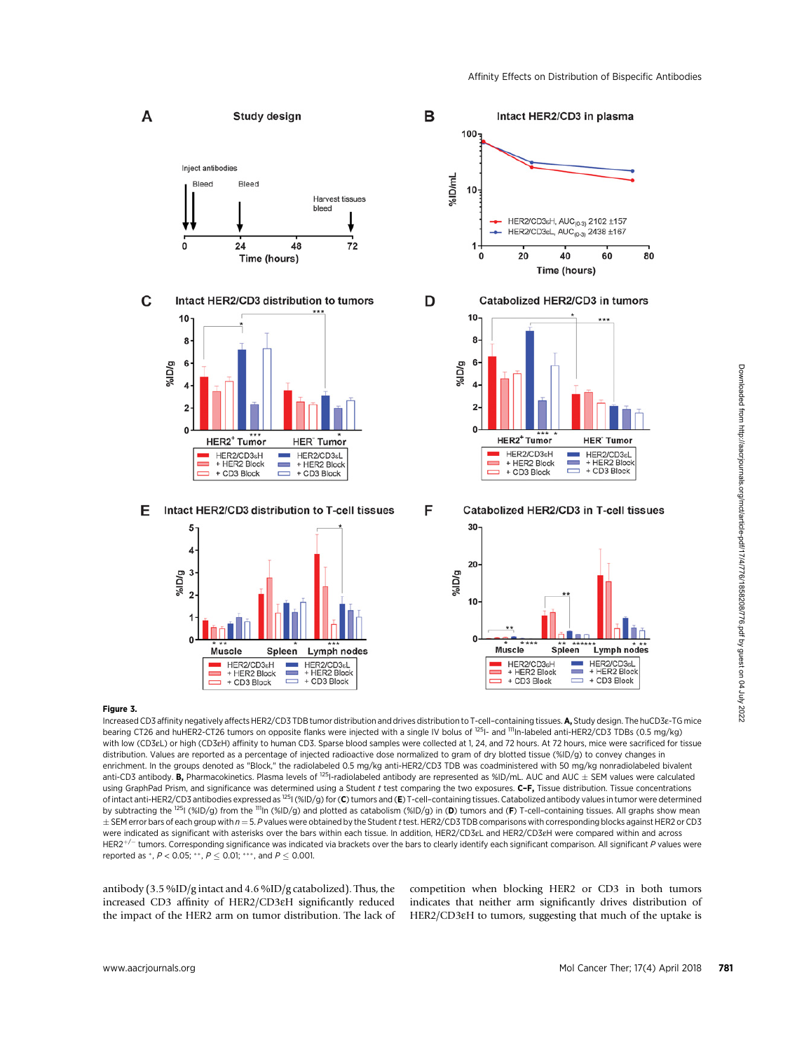**Figure 3.**

Increased CD3 affinity negatively affects HER2/CD3 TDB tumor distribution and drives distribution to T-cell–containing tissues. **A,** Study design. The huCD3ε-TG mice bearing CT26 and huHER2-CT26 tumors on opposite flanks were injected with a single IV bolus of $^{125}$I- and $^{111}$In-labeled anti-HER2/CD3 TDBs (0.5 mg/kg) with low (CD3εL) or high (CD3εH) affinity to human CD3. Sparse blood samples were collected at 1, 24, and 72 hours. At 72 hours, mice were sacrificed for tissue distribution. Values are reported as a percentage of injected radioactive dose normalized to gram of (%ID/g) to convey changes in enrichment. In the groups denoted as "Block," the radiolabeled 0.5 mg/kg anti-HER2/CD3 TDB was coadministered with 50 mg/kg nonradiolabeled bivalent anti-CD3 antibody. **B,** Pharmacokinetics. Plasma levels of $^{125}$I-radiolabeled antibody are represented as %ID/mL. AUC and AUC ± SEM values were calculated using GraphPad Prism, and significance was determined using a Student *t* test comparing the two exposures. **C–F,** Tissue distribution. Tissue concentrations of intact anti-HER2/CD3 antibodies expressed as $^{125}$I (%ID/g) for (**C**) tumors and (**E**) T-cell–containing tissues. Catabolized antibody values in tumor were determined by subtracting the $^{125}$I (%ID/g) from the $^{111}$In (%ID/g) and plotted as catabolism (%ID/g) in (**D**) tumors and (**F**) T-cell–containing tissues. All graphs show mean ± SEM error bars of each group with $n = 5$. *P* values were obtained by the Student *t* test. HER2/CD3 TDB comparisons with corresponding blocks against HER2 or CD3 were indicated as significant with asterisks over the bars within each tissue. In addition, HER2/CD3εL and HER2/CD3εH were compared within and across HER2$^{+/-}$ tumors. Corresponding significance was indicated via brackets over the bars to clearly identify each significant comparison. All significant *P* values were reported as *, $P < 0.05$; **, $P \leq 0.01$; ***, and $P \leq 0.001$.

antibody (3.5 %ID/g intact and 4.6 %ID/g catabolized). Thus, the increased CD3 affinity of HER2/CD3εH significantly reduced the impact of the HER2 arm on tumor distribution. The lack of competition when blocking HER2 or CD3 in both tumors indicates that neither arm significantly drives distribution of HER2/CD3εH to tumors, suggesting that much of the uptake is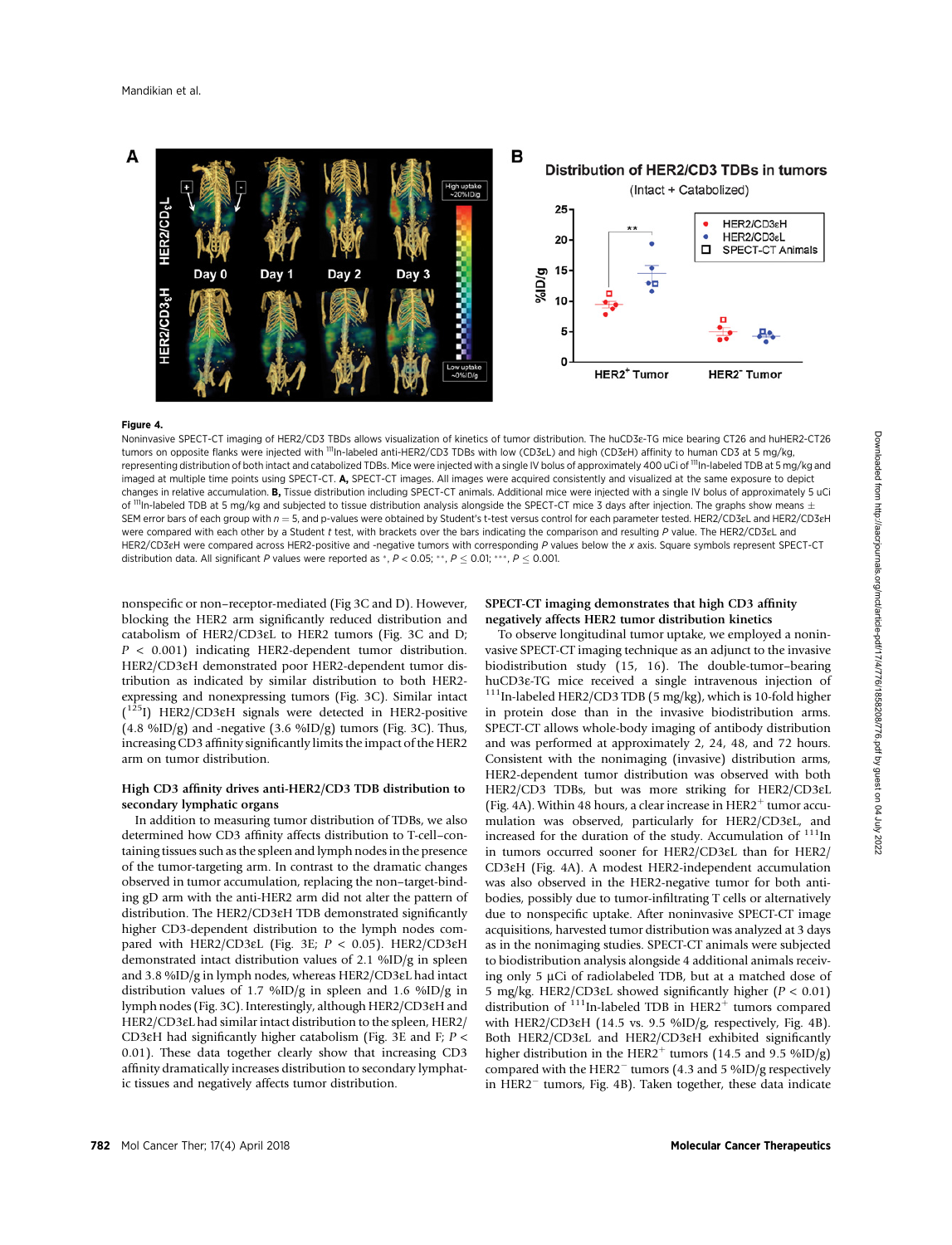**Figure 4.**

Noninvasive SPECT-CT imaging of HER2/CD3 TBDs allows visualization of kinetics of tumor distribution. The huCD3ε-TG mice bearing CT26 and huHER2-CT26 tumors on opposite flanks were injected with [111]In-labeled anti-HER2/CD3 TDBs with low (CD3εL) and high (CD3εH) affinity to human CD3 at 5 mg/kg, representing distribution of both intact and catabolized TDBs. Mice were injected with a single IV bolus of approximately 400 uCi of [111]In-labeled TDB at 5 mg/kg and imaged at multiple time points using SPECT-CT. **A,** SPECT-CT images. All images were acquired consistently and visualized at the same exposure to depict changes in relative accumulation. **B,** Tissue distribution including SPECT-CT animals. Additional mice were injected with a single IV bolus of approximately 5 uCi of [111]In-labeled TDB at 5 mg/kg and subjected to tissue distribution analysis alongside the SPECT-CT mice 3 days after injection. The graphs show means ± SEM error bars of each group with $n = 5$, and p-values were obtained by Student's t-test versus control for each parameter tested. HER2/CD3εL and HER2/CD3εH were compared with each other by a Student $t$ test, with brackets over the bars indicating the comparison and resulting $P$ value. The HER2/CD3εL and HER2/CD3εH were compared across HER2-positive and -negative tumors with corresponding $P$ values below the $x$ axis. Square symbols represent SPECT-CT distribution data. All significant $P$ values were reported as *, $P < 0.05$; **, $P \leq 0.01$; ***, $P \leq 0.001$.

nonspecific or non–receptor-mediated (Fig 3C and D). However, blocking the HER2 arm significantly reduced distribution and catabolism of HER2/CD3εL to HER2 tumors (Fig. 3C and D; $P < 0.001$) indicating HER2-dependent tumor distribution. HER2/CD3εH demonstrated poor HER2-dependent tumor distribution as indicated by similar distribution to both HER2-expressing and nonexpressing tumors (Fig. 3C). Similar intact ([125]I) HER2/CD3εH signals were detected in HER2-positive (4.8 %ID/g) and -negative (3.6 %ID/g) tumors (Fig. 3C). Thus, increasing CD3 affinity significantly limits the impact of the HER2 arm on tumor distribution.

## High CD3 affinity drives anti-HER2/CD3 TDB distribution to secondary lymphatic organs

In addition to measuring tumor distribution of TDBs, we also determined how CD3 affinity affects distribution to T-cell–containing tissues such as the spleen and lymph nodes in the presence of the tumor-targeting arm. In contrast to the dramatic changes observed in tumor accumulation, replacing the non–target-binding gD arm with the anti-HER2 arm did not alter the pattern of distribution. The HER2/CD3εH TDB demonstrated significantly higher CD3-dependent distribution to the lymph nodes compared with HER2/CD3εL (Fig. 3E; $P < 0.05$). HER2/CD3εH demonstrated intact distribution values of 2.1 %ID/g in spleen and 3.8 %ID/g in lymph nodes, whereas HER2/CD3εL had intact distribution values of 1.7 %ID/g in spleen and 1.6 %ID/g in lymph nodes (Fig. 3C). Interestingly, although HER2/CD3εH and HER2/CD3εL had similar intact distribution to the spleen, HER2/CD3εH had significantly higher catabolism (Fig. 3E and F; $P < 0.01$). These data together clearly show that increasing CD3 affinity dramatically increases distribution to secondary lymphatic tissues and negatively affects tumor distribution.

## SPECT-CT imaging demonstrates that high CD3 affinity negatively affects HER2 tumor distribution kinetics

To observe longitudinal tumor uptake, we employed a noninvasive SPECT-CT imaging technique as an adjunct to the invasive biodistribution study (15, 16). The double-tumor–bearing huCD3ε-TG mice received a single intravenous injection of [111]In-labeled HER2/CD3 TDB (5 mg/kg), which is 10-fold higher in protein dose than in the invasive biodistribution arms. SPECT-CT allows whole-body imaging of antibody distribution and was performed at approximately 2, 24, 48, and 72 hours. Consistent with the nonimaging (invasive) distribution arms, HER2-dependent tumor distribution was observed with both HER2/CD3 TDBs, but was more striking for HER2/CD3εL (Fig. 4A). Within 48 hours, a clear increase in HER2$^+$ tumor accumulation was observed, particularly for HER2/CD3εL, and increased for the duration of the study. Accumulation of [111]In in tumors occurred sooner for HER2/CD3εL than for HER2/CD3εH (Fig. 4A). A modest HER2-independent accumulation was also observed in the HER2-negative tumor for both antibodies, possibly due to tumor-infiltrating T cells or alternatively due to nonspecific uptake. After noninvasive SPECT-CT image acquisitions, harvested tumor distribution was analyzed at 3 days as in the nonimaging studies. SPECT-CT animals were subjected to biodistribution analysis alongside 4 additional animals receiving only 5 μCi of radiolabeled TDB, but at a matched dose of 5 mg/kg. HER2/CD3εL showed significantly higher ($P < 0.01$) distribution of [111]In-labeled TDB in HER2$^+$ tumors compared with HER2/CD3εH (14.5 vs. 9.5 %ID/g, respectively, Fig. 4B). Both HER2/CD3εL and HER2/CD3εH exhibited significantly higher distribution in the HER2$^+$ tumors (14.5 and 9.5 %ID/g) compared with the HER2$^-$ tumors (4.3 and 5 %ID/g respectively in HER2$^-$ tumors, Fig. 4B). Taken together, these data indicate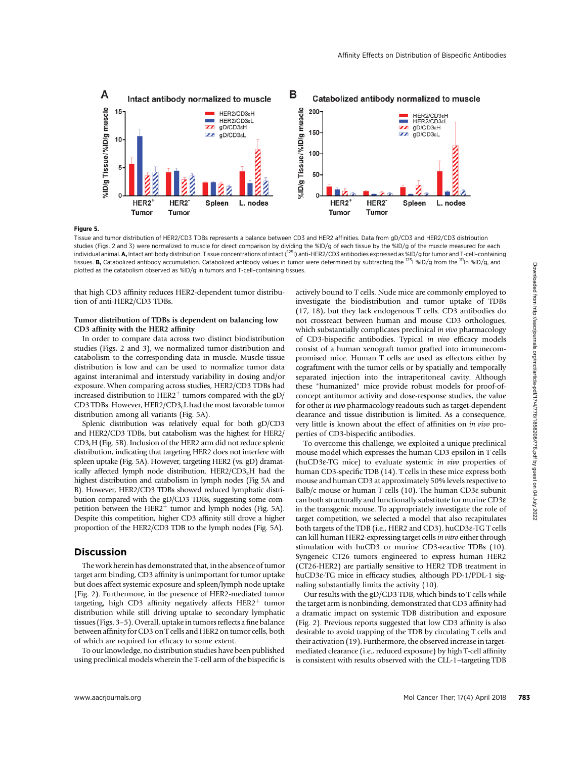**Figure 5.**

Tissue and tumor distribution of HER2/CD3 TDBs represents a balance between CD3 and HER2 affinities. Data from gD/CD3 and HER2/CD3 distribution studies (Figs. 2 and 3) were normalized to muscle for direct comparison by dividing the %ID/g of each tissue by the %ID/g of the muscle measured for each individual animal. **A,** Intact antibody distribution. Tissue concentrations of intact ($^{125}$I) anti-HER2/CD3 antibodies expressed as %ID/g for tumor and T-cell–containing tissues. **B,** Catabolized antibody accumulation. Catabolized antibody values in tumor were determined by subtracting the $^{125}$I %ID/g from the $^{111}$In %ID/g, and plotted as the catabolism observed as %ID/g in tumors and T-cell–containing tissues.

that high CD3 affinity reduces HER2-dependent tumor distribution of anti-HER2/CD3 TDBs.

**Tumor distribution of TDBs is dependent on balancing low CD3 affinity with the HER2 affinity**

In order to compare data across two distinct biodistribution studies (Figs. 2 and 3), we normalized tumor distribution and catabolism to the corresponding data in muscle. Muscle tissue distribution is low and can be used to normalize tumor data against interanimal and interstudy variability in dosing and/or exposure. When comparing across studies, HER2/CD3 TDBs had increased distribution to HER2$^{+}$ tumors compared with the gD/CD3 TDBs. However, HER2/CD3$_{\varepsilon}$L had the most favorable tumor distribution among all variants (Fig. 5A).

Splenic distribution was relatively equal for both gD/CD3 and HER2/CD3 TDBs, but catabolism was the highest for HER2/CD3$_{\varepsilon}$H (Fig. 5B). Inclusion of the HER2 arm did not reduce splenic distribution, indicating that targeting HER2 does not interfere with spleen uptake (Fig. 5A). However, targeting HER2 (vs. gD) dramatically affected lymph node distribution. HER2/CD3$_{\varepsilon}$H had the highest distribution and catabolism in lymph nodes (Fig 5A and B). However, HER2/CD3 TDBs showed reduced lymphatic distribution compared with the gD/CD3 TDBs, suggesting some competition between the HER2$^{+}$ tumor and lymph nodes (Fig. 5A). Despite this competition, higher CD3 affinity still drove a higher proportion of the HER2/CD3 TDB to the lymph nodes (Fig. 5A).

## Discussion

The work herein has demonstrated that, in the absence of tumor target arm binding, CD3 affinity is unimportant for tumor uptake but does affect systemic exposure and spleen/lymph node uptake (Fig. 2). Furthermore, in the presence of HER2-mediated tumor targeting, high CD3 affinity negatively affects HER2$^{+}$ tumor distribution while still driving uptake to secondary lymphatic tissues (Figs. 3–5). Overall, uptake in tumors reflects a fine balance between affinity for CD3 on T cells and HER2 on tumor cells, both of which are required for efficacy to some extent.

To our knowledge, no distribution studies have been published using preclinical models wherein the T-cell arm of the bispecific is actively bound to T cells. Nude mice are commonly employed to investigate the biodistribution and tumor uptake of TDBs (17, 18), but they lack endogenous T cells. CD3 antibodies do not crossreact between human and mouse CD3 orthologues, which substantially complicates preclinical *in vivo* pharmacology of CD3-bispecific antibodies. Typical *in vivo* efficacy models consist of a human xenograft tumor grafted into immunecompromised mice. Human T cells are used as effectors either by cograftment with the tumor cells or by spatially and temporally separated injection into the intraperitoneal cavity. Although these "humanized" mice provide robust models for proof-of-concept antitumor activity and dose-response studies, the value for other *in vivo* pharmacology readouts such as target-dependent clearance and tissue distribution is limited. As a consequence, very little is known about the effect of affinities on *in vivo* properties of CD3-bispecific antibodies.

To overcome this challenge, we exploited a unique preclinical mouse model which expresses the human CD3 epsilon in T cells (huCD3ε-TG mice) to evaluate systemic *in vivo* properties of human CD3-specific TDB (14). T cells in these mice express both mouse and human CD3 at approximately 50% levels respective to Balb/c mouse or human T cells (10). The human CD3ε subunit can both structurally and functionally substitute for murine CD3ε in the transgenic mouse. To appropriately investigate the role of target competition, we selected a model that also recapitulates both targets of the TDB (i.e., HER2 and CD3). huCD3ε-TG T cells can kill human HER2-expressing target cells *in vitro* either through stimulation with huCD3 or murine CD3-reactive TDBs (10). Syngeneic CT26 tumors engineered to express human HER2 (CT26-HER2) are partially sensitive to HER2 TDB treatment in huCD3ε-TG mice in efficacy studies, although PD-1/PDL-1 signaling substantially limits the activity (10).

Our results with the gD/CD3 TDB, which binds to T cells while the target arm is nonbinding, demonstrated that CD3 affinity had a dramatic impact on systemic TDB distribution and exposure (Fig. 2). Previous reports suggested that low CD3 affinity is also desirable to avoid trapping of the TDB by circulating T cells and their activation (19). Furthermore, the observed increase in target-mediated clearance (i.e., reduced exposure) by high T-cell affinity is consistent with results observed with the CLL-1–targeting TDB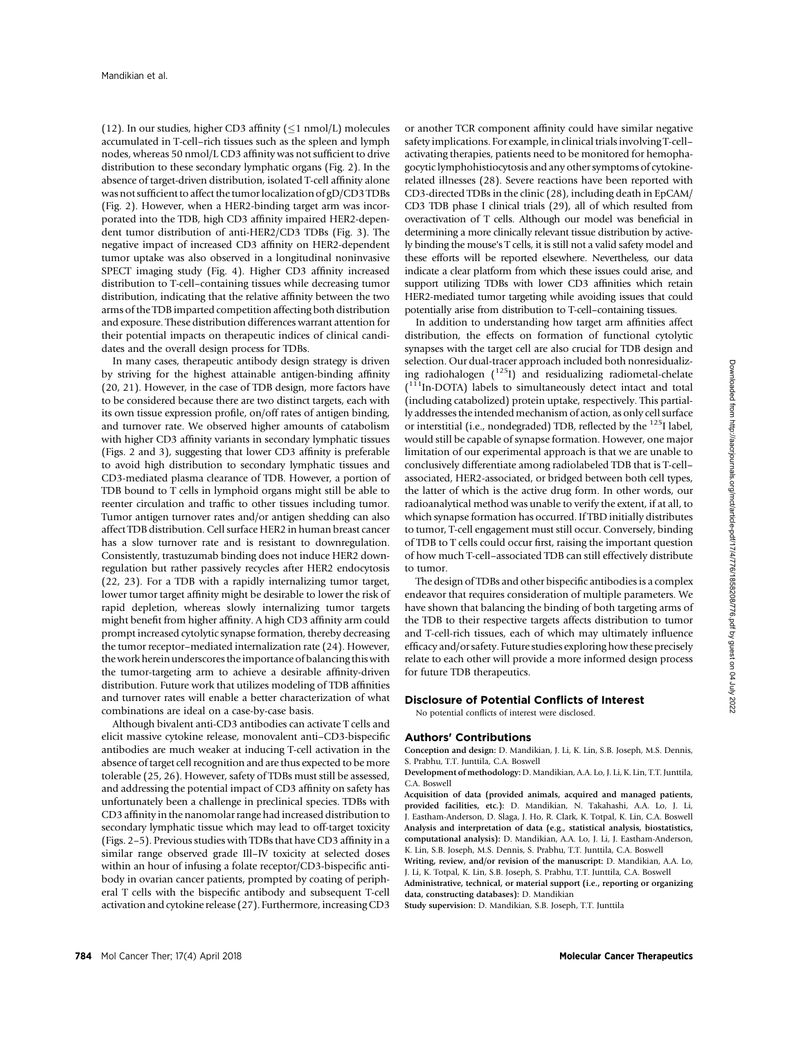(12). In our studies, higher CD3 affinity (≤1 nmol/L) molecules accumulated in T-cell–rich tissues such as the spleen and lymph nodes, whereas 50 nmol/L CD3 affinity was not sufficient to drive distribution to these secondary lymphatic organs (Fig. 2). In the absence of target-driven distribution, isolated T-cell affinity alone was not sufficient to affect the tumor localization of gD/CD3 TDBs (Fig. 2). However, when a HER2-binding target arm was incorporated into the TDB, high CD3 affinity impaired HER2-dependent tumor distribution of anti-HER2/CD3 TDBs (Fig. 3). The negative impact of increased CD3 affinity on HER2-dependent tumor uptake was also observed in a longitudinal noninvasive SPECT imaging study (Fig. 4). Higher CD3 affinity increased distribution to T-cell–containing tissues while decreasing tumor distribution, indicating that the relative affinity between the two arms of the TDB imparted competition affecting both distribution and exposure. These distribution differences warrant attention for their potential impacts on therapeutic indices of clinical candidates and the overall design process for TDBs.

In many cases, therapeutic antibody design strategy is driven by striving for the highest attainable antigen-binding affinity (20, 21). However, in the case of TDB design, more factors have to be considered because there are two distinct targets, each with its own tissue expression profile, on/off rates of antigen binding, and turnover rate. We observed higher amounts of catabolism with higher CD3 affinity variants in secondary lymphatic tissues (Figs. 2 and 3), suggesting that lower CD3 affinity is preferable to avoid high distribution to secondary lymphatic tissues and CD3-mediated plasma clearance of TDB. However, a portion of TDB bound to T cells in lymphoid organs might still be able to reenter circulation and traffic to other tissues including tumor. Tumor antigen turnover rates and/or antigen shedding can also affect TDB distribution. Cell surface HER2 in human breast cancer has a slow turnover rate and is resistant to downregulation. Consistently, trastuzumab binding does not induce HER2 downregulation but rather passively recycles after HER2 endocytosis (22, 23). For a TDB with a rapidly internalizing tumor target, lower tumor target affinity might be desirable to lower the risk of rapid depletion, whereas slowly internalizing tumor targets might benefit from higher affinity. A high CD3 affinity arm could prompt increased cytolytic synapse formation, thereby decreasing the tumor receptor–mediated internalization rate (24). However, the work herein underscores the importance of balancing this with the tumor-targeting arm to achieve a desirable affinity-driven distribution. Future work that utilizes modeling of TDB affinities and turnover rates will enable a better characterization of what combinations are ideal on a case-by-case basis.

Although bivalent anti-CD3 antibodies can activate T cells and elicit massive cytokine release, monovalent anti–CD3-bispecific antibodies are much weaker at inducing T-cell activation in the absence of target cell recognition and are thus expected to be more tolerable (25, 26). However, safety of TDBs must still be assessed, and addressing the potential impact of CD3 affinity on safety has unfortunately been a challenge in preclinical species. TDBs with CD3 affinity in the nanomolar range had increased distribution to secondary lymphatic tissue which may lead to off-target toxicity (Figs. 2–5). Previous studies with TDBs that have CD3 affinity in a similar range observed grade III–IV toxicity at selected doses within an hour of infusing a folate receptor/CD3-bispecific antibody in ovarian cancer patients, prompted by coating of peripheral T cells with the bispecific antibody and subsequent T-cell activation and cytokine release (27). Furthermore, increasing CD3 or another TCR component affinity could have similar negative safety implications. For example, in clinical trials involving T-cell–activating therapies, patients need to be monitored for hemophagocytic lymphohistiocytosis and any other symptoms of cytokine-related illnesses (28). Severe reactions have been reported with CD3-directed TDBs in the clinic (28), including death in EpCAM/CD3 TDB phase I clinical trials (29), all of which resulted from overactivation of T cells. Although our model was beneficial in determining a more clinically relevant tissue distribution by actively binding the mouse's T cells, it is still not a valid safety model and these efforts will be reported elsewhere. Nevertheless, our data indicate a clear platform from which these issues could arise, and support utilizing TDBs with lower CD3 affinities which retain HER2-mediated tumor targeting while avoiding issues that could potentially arise from distribution to T-cell–containing tissues.

In addition to understanding how target arm affinities affect distribution, the effects on formation of functional cytolytic synapses with the target cell are also crucial for TDB design and selection. Our dual-tracer approach included both nonresidualizing radiohalogen ($^{125}$I) and residualizing radiometal-chelate ($^{111}$In-DOTA) labels to simultaneously detect intact and total (including catabolized) protein uptake, respectively. This partially addresses the intended mechanism of action, as only cell surface or interstitial (i.e., nondegraded) TDB, reflected by the $^{125}$I label, would still be capable of synapse formation. However, one major limitation of our experimental approach is that we are unable to conclusively differentiate among radiolabeled TDB that is T-cell–associated, HER2-associated, or bridged between both cell types, the latter of which is the active drug form. In other words, our radioanalytical method was unable to verify the extent, if at all, to which synapse formation has occurred. If TBD initially distributes to tumor, T-cell engagement must still occur. Conversely, binding of TDB to T cells could occur first, raising the important question of how much T-cell–associated TDB can still effectively distribute to tumor.

The design of TDBs and other bispecific antibodies is a complex endeavor that requires consideration of multiple parameters. We have shown that balancing the binding of both targeting arms of the TDB to their respective targets affects distribution to tumor and T-cell-rich tissues, each of which may ultimately influence efficacy and/or safety. Future studies exploring how these precisely relate to each other will provide a more informed design process for future TDB therapeutics.

## Disclosure of Potential Conflicts of Interest

No potential conflicts of interest were disclosed.

## Authors' Contributions

**Conception and design:** D. Mandikian, J. Li, K. Lin, S.B. Joseph, M.S. Dennis, S. Prabhu, T.T. Junttila, C.A. Boswell

**Development of methodology:** D. Mandikian, A.A. Lo, J. Li, K. Lin, T.T. Junttila, C.A. Boswell

**Acquisition of data (provided animals, acquired and managed patients, provided facilities, etc.):** D. Mandikian, N. Takahashi, A.A. Lo, J. Li, J. Eastham-Anderson, D. Slaga, J. Ho, R. Clark, K. Totpal, K. Lin, C.A. Boswell

**Analysis and interpretation of data (e.g., statistical analysis, biostatistics, computational analysis):** D. Mandikian, A.A. Lo, J. Li, J. Eastham-Anderson, K. Lin, S.B. Joseph, M.S. Dennis, S. Prabhu, T.T. Junttila, C.A. Boswell

**Writing, review, and/or revision of the manuscript:** D. Mandikian, A.A. Lo, J. Li, K. Totpal, K. Lin, S.B. Joseph, S. Prabhu, T.T. Junttila, C.A. Boswell

**Administrative, technical, or material support (i.e., reporting or organizing data, constructing databases):** D. Mandikian

**Study supervision:** D. Mandikian, S.B. Joseph, T.T. Junttila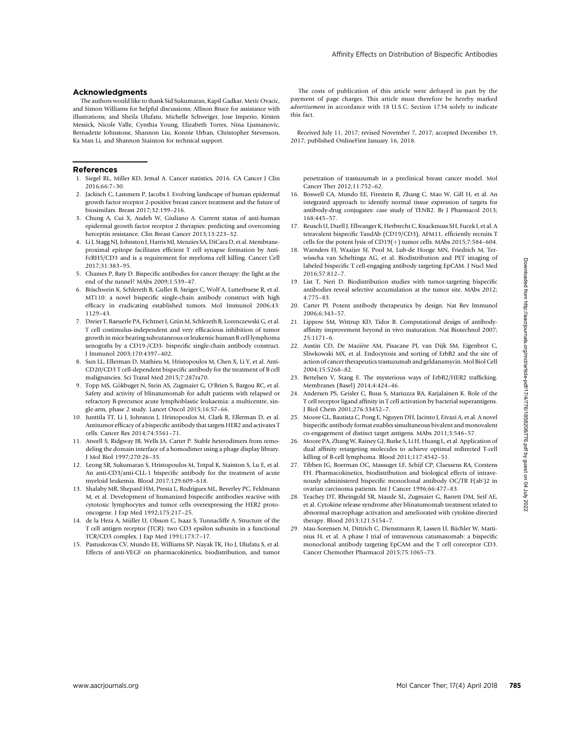## Acknowledgments

The authors would like to thank Sid Sukumaran, Kapil Gadkar, Meric Ovacic, and Simon Williams for helpful discussions; Allison Bruce for assistance with illustrations; and Sheila Ulufatu, Michelle Schweiger, Jose Imperio, Kirsten Messick, Nicole Valle, Cynthia Young, Elizabeth Torres, Nina Ljumanovic, Bernadette Johnstone, Shannon Liu, Konnie Urban, Christopher Stevenson, Ka Man Li, and Shannon Stainton for technical support.

The costs of publication of this article were defrayed in part by the payment of page charges. This article must therefore be hereby marked *advertisement* in accordance with 18 U.S.C. Section 1734 solely to indicate this fact.

Received July 11, 2017; revised November 7, 2017; accepted December 19, 2017; published OnlineFirst January 16, 2018.

## References

1. Siegel RL, Miller KD, Jemal A. Cancer statistics, 2016. CA Cancer J Clin 2016;66:7–30.
2. Jackisch C, Lammers P, Jacobs I. Evolving landscape of human epidermal growth factor receptor 2-positive breast cancer treatment and the future of biosimilars. Breast 2017;32:199–216.
3. Chung A, Cui X, Audeh W, Giuliano A. Current status of anti-human epidermal growth factor receptor 2 therapies: predicting and overcoming herceptin resistance. Clin Breast Cancer 2013;13:223–32.
4. Li J, Stagg NJ, Johnston J, Harris MJ, Menzies SA, DiCara D, et al. Membrane-proximal epitope facilitates efficient T cell synapse formation by Anti-FcRH5/CD3 and is a requirement for myeloma cell killing. Cancer Cell 2017;31:383–95.
5. Chames P, Baty D. Bispecific antibodies for cancer therapy: the light at the end of the tunnel? MAbs 2009;1:539–47.
6. Brischwein K, Schlereth B, Guller B, Steiger C, Wolf A, Lutterbuese R, et al. MT110: a novel bispecific single-chain antibody construct with high efficacy in eradicating established tumors. Mol Immunol 2006;43: 1129–43.
7. Dreier T, Baeuerle PA, Fichtner I, Grün M, Schlereth B, Lorenczewski G, et al. T cell costimulus-independent and very efficacious inhibition of tumor growth in mice bearing subcutaneous or leukemic human B cell lymphoma xenografts by a CD19-/CD3- bispecific single-chain antibody construct. J Immunol 2003;170:4397–402.
8. Sun LL, Ellerman D, Mathieu M, Hristopoulos M, Chen X, Li Y, et al. Anti-CD20/CD3 T cell-dependent bispecific antibody for the treatment of B cell malignancies. Sci Transl Med 2015;7:287ra70.
9. Topp MS, Gökbuget N, Stein AS, Zugmaier G, O'Brien S, Bargou RC, et al. Safety and activity of blinatumomab for adult patients with relapsed or refractory B-precursor acute lymphoblastic leukaemia: a multicentre, single-arm, phase 2 study. Lancet Oncol 2015;16:57–66.
10. Junttila TT, Li J, Johnston J, Hristopoulos M, Clark R, Ellerman D, et al. Antitumor efficacy of a bispecific antibody that targets HER2 and activates T cells. Cancer Res 2014;74:5561–71.
11. Atwell S, Ridgway JB, Wells JA, Carter P. Stable heterodimers from remodeling the domain interface of a homodimer using a phage display library. J Mol Biol 1997;270:26–35.
12. Leong SR, Sukumaran S, Hristopoulos M, Totpal K, Stainton S, Lu E, et al. An anti-CD3/anti-CLL-1 bispecific antibody for the treatment of acute myeloid leukemia. Blood 2017;129:609–618.
13. Shalaby MR, Shepard HM, Presta L, Rodrigues ML, Beverley PC, Feldmann M, et al. Development of humanized bispecific antibodies reactive with cytotoxic lymphocytes and tumor cells overexpressing the HER2 protooncogene. J Exp Med 1992;175:217–25.
14. de la Hera A, Müller U, Olsson C, Isaaz S, Tunnacliffe A. Structure of the T cell antigen receptor (TCR): two CD3 epsilon subunits in a functional TCR/CD3 complex. J Exp Med 1991;173:7–17.
15. Pastuskovas CV, Mundo EE, Williams SP, Nayak TK, Ho J, Ulufatu S, et al. Effects of anti-VEGF on pharmacokinetics, biodistribution, and tumor penetration of trastuzumab in a preclinical breast cancer model. Mol Cancer Ther 2012;11:752–62.
16. Boswell CA, Mundo EE, Firestein R, Zhang C, Mao W, Gill H, et al. An integrated approach to identify normal tissue expression of targets for antibody-drug conjugates: case study of TENB2. Br J Pharmacol 2013; 168:445–57.
17. Reusch U, Duell J, Ellwanger K, Herbrecht C, Knackmuss SH, Fucek I, et al. A tetravalent bispecific TandAb (CD19/CD3), AFM11, efficiently recruits T cells for the potent lysis of CD19(+) tumor cells. MAbs 2015;7:584–604.
18. Warnders FJ, Waaijer SJ, Pool M, Lub-de Hooge MN, Friedrich M, Terwisscha van Scheltinga AG, et al. Biodistribution and PET imaging of labeled bispecific T cell-engaging antibody targeting EpCAM. J Nucl Med 2016;57:812–7.
19. List T, Neri D. Biodistribution studies with tumor-targeting bispecific antibodies reveal selective accumulation at the tumor site. MAbs 2012; 4:775–83.
20. Carter PJ. Potent antibody therapeutics by design. Nat Rev Immunol 2006;6:343–57.
21. Lippow SM, Wittrup KD, Tidor B. Computational design of antibody-affinity improvement beyond in vivo maturation. Nat Biotechnol 2007; 25:1171–6.
22. Austin CD, De Mazière AM, Pisacane PI, van Dijk SM, Eigenbrot C, Sliwkowski MX, et al. Endocytosis and sorting of ErbB2 and the site of action of cancer therapeutics trastuzumab and geldanamycin. Mol Biol Cell 2004;15:5268–82.
23. Bertelsen V, Stang E. The mysterious ways of ErbB2/HER2 trafficking. Membranes (Basel) 2014;4:424–46.
24. Andersen PS, Geisler C, Buus S, Mariuzza RA, Karjalainen K. Role of the T cell receptor ligand affinity in T cell activation by bacterial superantigens. J Biol Chem 2001;276:33452–7.
25. Moore GL, Bautista C, Pong E, Nguyen DH, Jacinto J, Eivazi A, et al. A novel bispecific antibody format enables simultaneous bivalent and monovalent co-engagement of distinct target antigens. MAbs 2011;3:546–57.
26. Moore PA, Zhang W, Rainey GJ, Burke S, Li H, Huang L, et al. Application of dual affinity retargeting molecules to achieve optimal redirected T-cell killing of B-cell lymphoma. Blood 2011;117:4542–51.
27. Tibben JG, Boerman OC, Massuger LF, Schijf CP, Claessens RA, Corstens FH. Pharmacokinetics, biodistribution and biological effects of intravenously administered bispecific monoclonal antibody OC/TR F(ab')2 in ovarian carcinoma patients. Int J Cancer 1996;66:477–83.
28. Teachey DT, Rheingold SR, Maude SL, Zugmaier G, Barrett DM, Seif AE, et al. Cytokine release syndrome after blinatumomab treatment related to abnormal macrophage activation and ameliorated with cytokine-directed therapy. Blood 2013;121:5154–7.
29. Mau-Sorensen M, Dittrich C, Dienstmann R, Lassen U, Büchler W, Martinius H, et al. A phase I trial of intravenous catumaxomab: a bispecific monoclonal antibody targeting EpCAM and the T cell coreceptor CD3. Cancer Chemother Pharmacol 2015;75:1065–73.